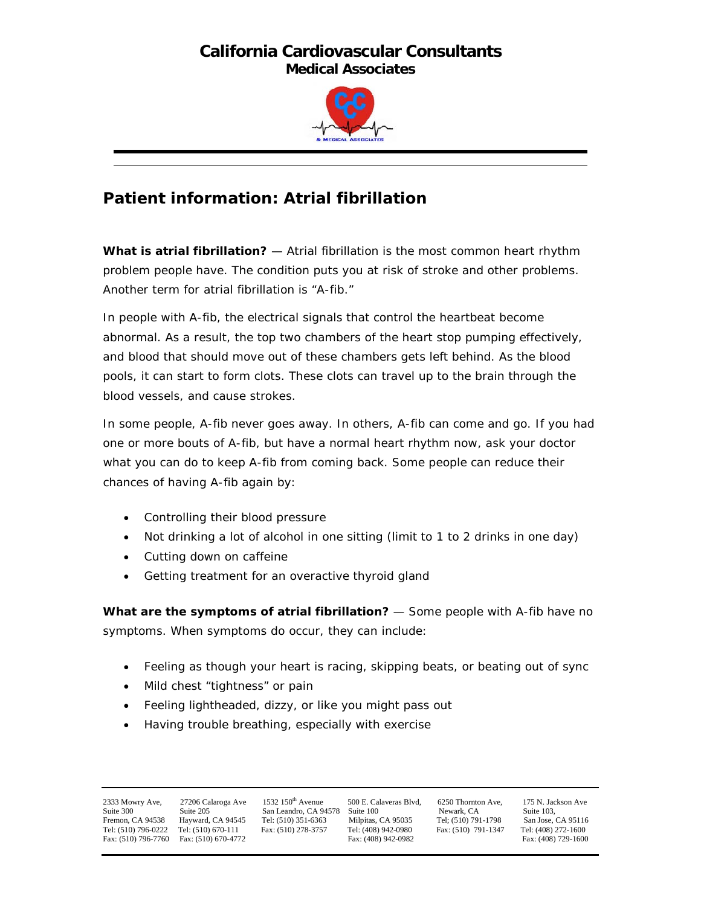# California Cardiovascular Consultants
## Medical Associates

## Patient information: Atrial fibrillation

**What is atrial fibrillation?** — Atrial fibrillation is the most common heart rhythm problem people have. The condition puts you at risk of stroke and other problems. Another term for atrial fibrillation is "A-fib."

In people with A-fib, the electrical signals that control the heartbeat become abnormal. As a result, the top two chambers of the heart stop pumping effectively, and blood that should move out of these chambers gets left behind. As the blood pools, it can start to form clots. These clots can travel up to the brain through the blood vessels, and cause strokes.

In some people, A-fib never goes away. In others, A-fib can come and go. If you had one or more bouts of A-fib, but have a normal heart rhythm now, ask your doctor what you can do to keep A-fib from coming back. Some people can reduce their chances of having A-fib again by:

- Controlling their blood pressure
- Not drinking a lot of alcohol in one sitting (limit to 1 to 2 drinks in one day)
- Cutting down on caffeine
- Getting treatment for an overactive thyroid gland

**What are the symptoms of atrial fibrillation?** — Some people with A-fib have no symptoms. When symptoms do occur, they can include:

- Feeling as though your heart is racing, skipping beats, or beating out of sync
- Mild chest "tightness" or pain
- Feeling lightheaded, dizzy, or like you might pass out
- Having trouble breathing, especially with exercise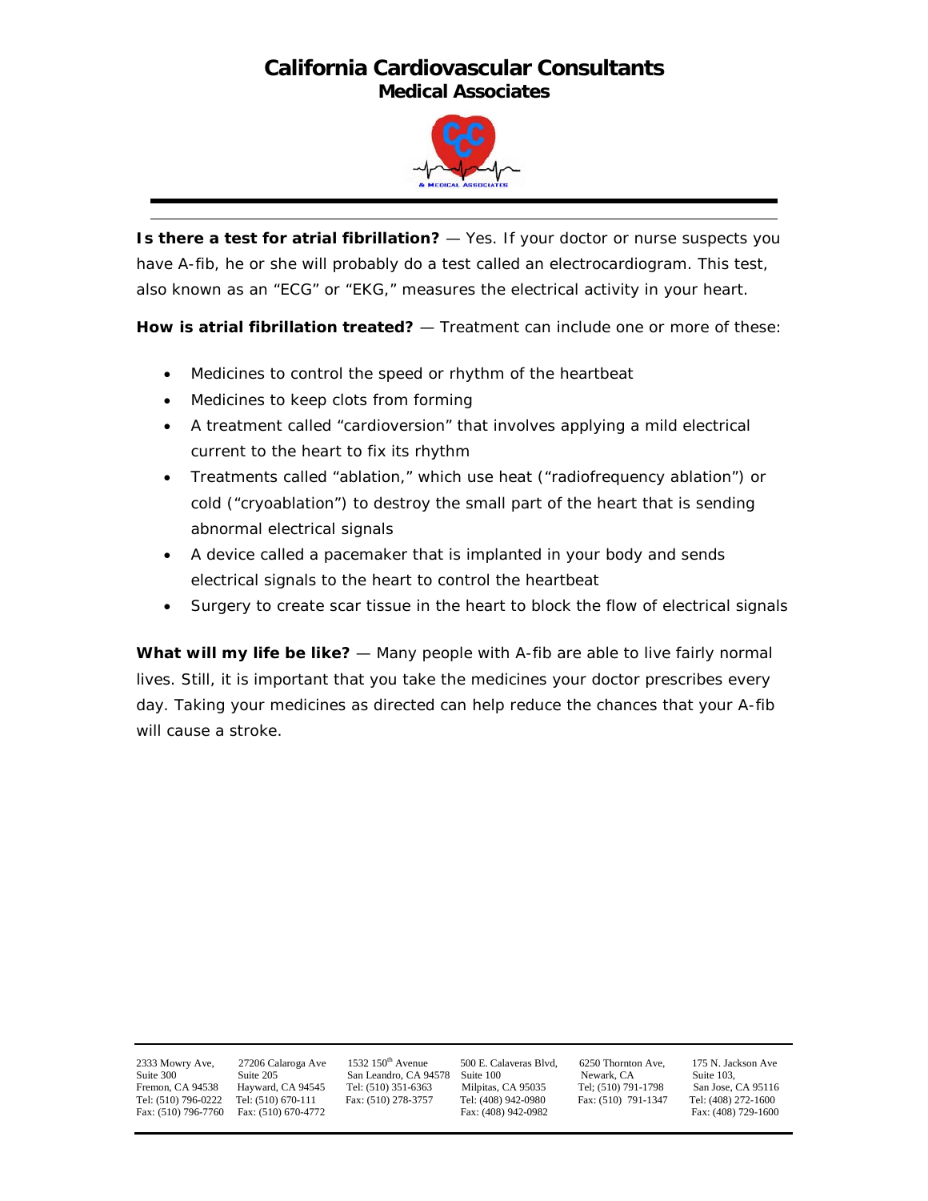**Is there a test for atrial fibrillation?** — Yes. If your doctor or nurse suspects you have A-fib, he or she will probably do a test called an electrocardiogram. This test, also known as an "ECG" or "EKG," measures the electrical activity in your heart.

**How is atrial fibrillation treated?** — Treatment can include one or more of these:

- Medicines to control the speed or rhythm of the heartbeat
- Medicines to keep clots from forming
- A treatment called "cardioversion" that involves applying a mild electrical current to the heart to fix its rhythm
- Treatments called "ablation," which use heat ("radiofrequency ablation") or cold ("cryoablation") to destroy the small part of the heart that is sending abnormal electrical signals
- A device called a pacemaker that is implanted in your body and sends electrical signals to the heart to control the heartbeat
- Surgery to create scar tissue in the heart to block the flow of electrical signals

**What will my life be like?** — Many people with A-fib are able to live fairly normal lives. Still, it is important that you take the medicines your doctor prescribes every day. Taking your medicines as directed can help reduce the chances that your A-fib will cause a stroke.